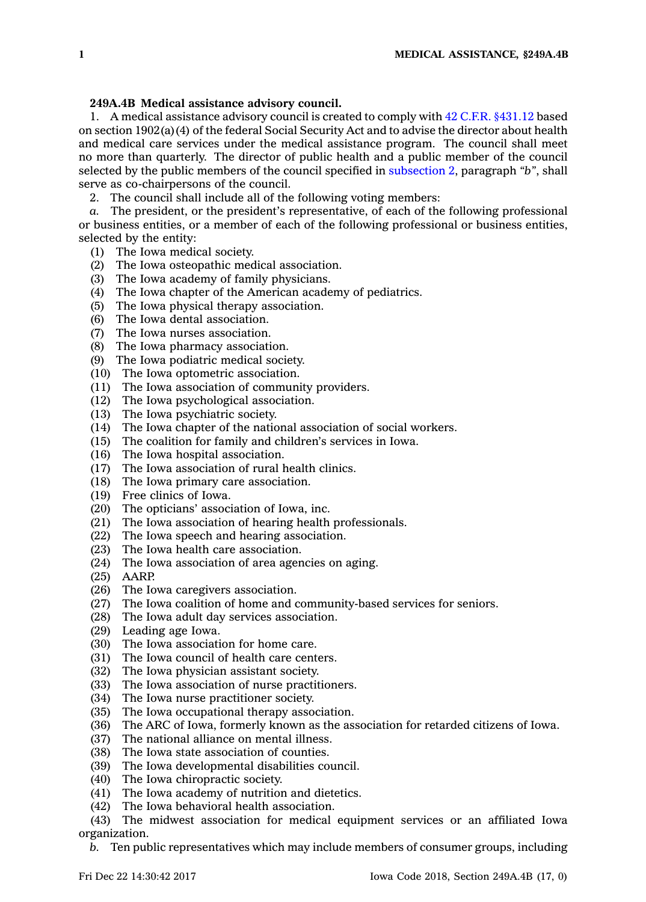**249A.4B Medical assistance advisory council.**

1. A medical assistance advisory council is created to comply with 42 C.F.R. §431.12 based on section 1902(a)(4) of the federal Social Security Act and to advise the director about health and medical care services under the medical assistance program. The council shall meet no more than quarterly. The director of public health and a public member of the council selected by the public members of the council specified in subsection 2, paragraph *"b"*, shall serve as co-chairpersons of the council.

2. The council shall include all of the following voting members:

*a.* The president, or the president's representative, of each of the following professional or business entities, or a member of each of the following professional or business entities, selected by the entity:

(1) The Iowa medical society.
(2) The Iowa osteopathic medical association.
(3) The Iowa academy of family physicians.
(4) The Iowa chapter of the American academy of pediatrics.
(5) The Iowa physical therapy association.
(6) The Iowa dental association.
(7) The Iowa nurses association.
(8) The Iowa pharmacy association.
(9) The Iowa podiatric medical society.
(10) The Iowa optometric association.
(11) The Iowa association of community providers.
(12) The Iowa psychological association.
(13) The Iowa psychiatric society.
(14) The Iowa chapter of the national association of social workers.
(15) The coalition for family and children's services in Iowa.
(16) The Iowa hospital association.
(17) The Iowa association of rural health clinics.
(18) The Iowa primary care association.
(19) Free clinics of Iowa.
(20) The opticians' association of Iowa, inc.
(21) The Iowa association of hearing health professionals.
(22) The Iowa speech and hearing association.
(23) The Iowa health care association.
(24) The Iowa association of area agencies on aging.
(25) AARP.
(26) The Iowa caregivers association.
(27) The Iowa coalition of home and community-based services for seniors.
(28) The Iowa adult day services association.
(29) Leading age Iowa.
(30) The Iowa association for home care.
(31) The Iowa council of health care centers.
(32) The Iowa physician assistant society.
(33) The Iowa association of nurse practitioners.
(34) The Iowa nurse practitioner society.
(35) The Iowa occupational therapy association.
(36) The ARC of Iowa, formerly known as the association for retarded citizens of Iowa.
(37) The national alliance on mental illness.
(38) The Iowa state association of counties.
(39) The Iowa developmental disabilities council.
(40) The Iowa chiropractic society.
(41) The Iowa academy of nutrition and dietetics.
(42) The Iowa behavioral health association.
(43) The midwest association for medical equipment services or an affiliated Iowa organization.

*b.* Ten public representatives which may include members of consumer groups, including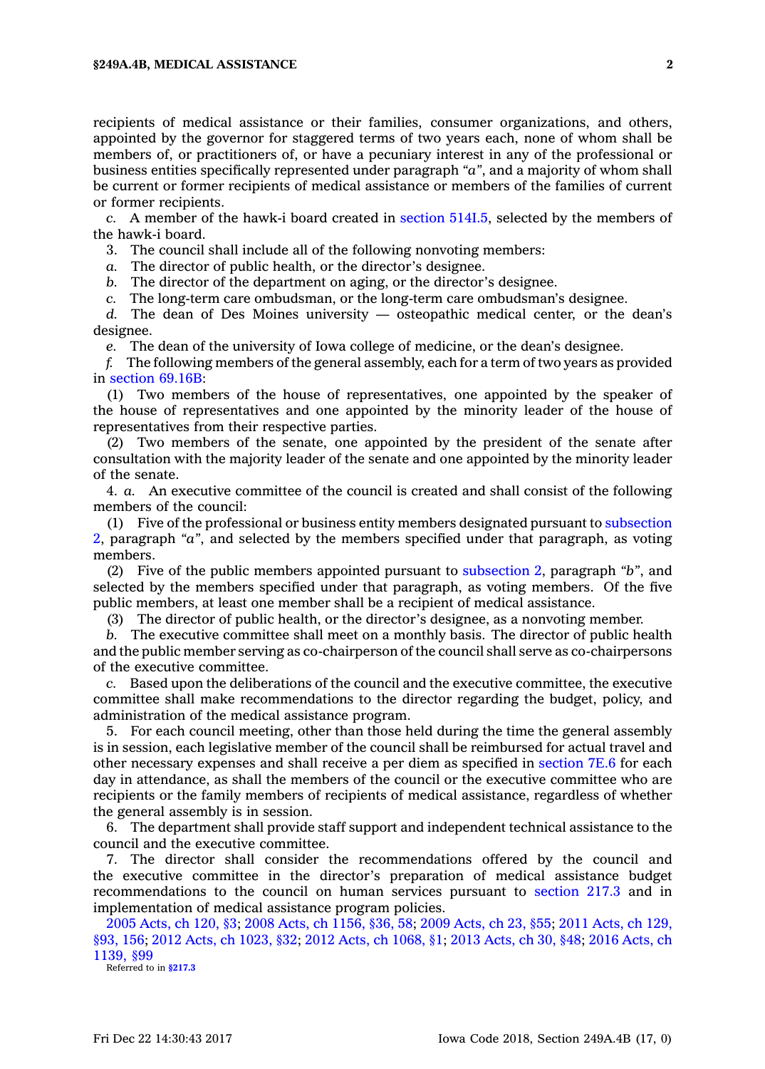recipients of medical assistance or their families, consumer organizations, and others, appointed by the governor for staggered terms of two years each, none of whom shall be members of, or practitioners of, or have a pecuniary interest in any of the professional or business entities specifically represented under paragraph *"a"*, and a majority of whom shall be current or former recipients of medical assistance or members of the families of current or former recipients.

*c.* A member of the hawk-i board created in section 514I.5, selected by the members of the hawk-i board.

3. The council shall include all of the following nonvoting members:

*a.* The director of public health, or the director's designee.

*b.* The director of the department on aging, or the director's designee.

*c.* The long-term care ombudsman, or the long-term care ombudsman's designee.

*d.* The dean of Des Moines university — osteopathic medical center, or the dean's designee.

*e.* The dean of the university of Iowa college of medicine, or the dean's designee.

*f.* The following members of the general assembly, each for a term of two years as provided in section 69.16B:

(1) Two members of the house of representatives, one appointed by the speaker of the house of representatives and one appointed by the minority leader of the house of representatives from their respective parties.

(2) Two members of the senate, one appointed by the president of the senate after consultation with the majority leader of the senate and one appointed by the minority leader of the senate.

4. *a.* An executive committee of the council is created and shall consist of the following members of the council:

(1) Five of the professional or business entity members designated pursuant to subsection 2, paragraph *"a"*, and selected by the members specified under that paragraph, as voting members.

(2) Five of the public members appointed pursuant to subsection 2, paragraph *"b"*, and selected by the members specified under that paragraph, as voting members. Of the five public members, at least one member shall be a recipient of medical assistance.

(3) The director of public health, or the director's designee, as a nonvoting member.

*b.* The executive committee shall meet on a monthly basis. The director of public health and the public member serving as co-chairperson of the council shall serve as co-chairpersons of the executive committee.

*c.* Based upon the deliberations of the council and the executive committee, the executive committee shall make recommendations to the director regarding the budget, policy, and administration of the medical assistance program.

5. For each council meeting, other than those held during the time the general assembly is in session, each legislative member of the council shall be reimbursed for actual travel and other necessary expenses and shall receive a per diem as specified in section 7E.6 for each day in attendance, as shall the members of the council or the executive committee who are recipients or the family members of recipients of medical assistance, regardless of whether the general assembly is in session.

6. The department shall provide staff support and independent technical assistance to the council and the executive committee.

7. The director shall consider the recommendations offered by the council and the executive committee in the director's preparation of medical assistance budget recommendations to the council on human services pursuant to section 217.3 and in implementation of medical assistance program policies.

2005 Acts, ch 120, §3; 2008 Acts, ch 1156, §36, 58; 2009 Acts, ch 23, §55; 2011 Acts, ch 129, §93, 156; 2012 Acts, ch 1023, §32; 2012 Acts, ch 1068, §1; 2013 Acts, ch 30, §48; 2016 Acts, ch 1139, §99

Referred to in **§217.3**